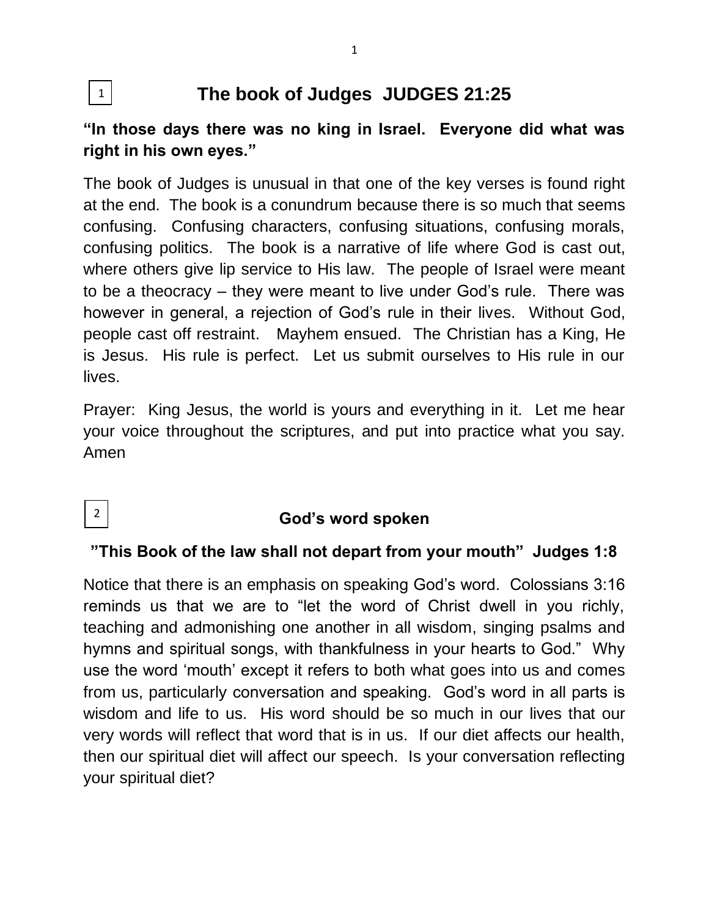1

# The book of Judges JUDGES 21:25

**"In those days there was no king in Israel. Everyone did what was right in his own eyes."**

The book of Judges is unusual in that one of the key verses is found right at the end. The book is a conundrum because there is so much that seems confusing. Confusing characters, confusing situations, confusing morals, confusing politics. The book is a narrative of life where God is cast out, where others give lip service to His law. The people of Israel were meant to be a theocracy – they were meant to live under God's rule. There was however in general, a rejection of God's rule in their lives. Without God, people cast off restraint. Mayhem ensued. The Christian has a King, He is Jesus. His rule is perfect. Let us submit ourselves to His rule in our lives.

Prayer: King Jesus, the world is yours and everything in it. Let me hear your voice throughout the scriptures, and put into practice what you say. Amen

2

## God's word spoken

**"This Book of the law shall not depart from your mouth" Judges 1:8**

Notice that there is an emphasis on speaking God's word. Colossians 3:16 reminds us that we are to "let the word of Christ dwell in you richly, teaching and admonishing one another in all wisdom, singing psalms and hymns and spiritual songs, with thankfulness in your hearts to God." Why use the word 'mouth' except it refers to both what goes into us and comes from us, particularly conversation and speaking. God's word in all parts is wisdom and life to us. His word should be so much in our lives that our very words will reflect that word that is in us. If our diet affects our health, then our spiritual diet will affect our speech. Is your conversation reflecting your spiritual diet?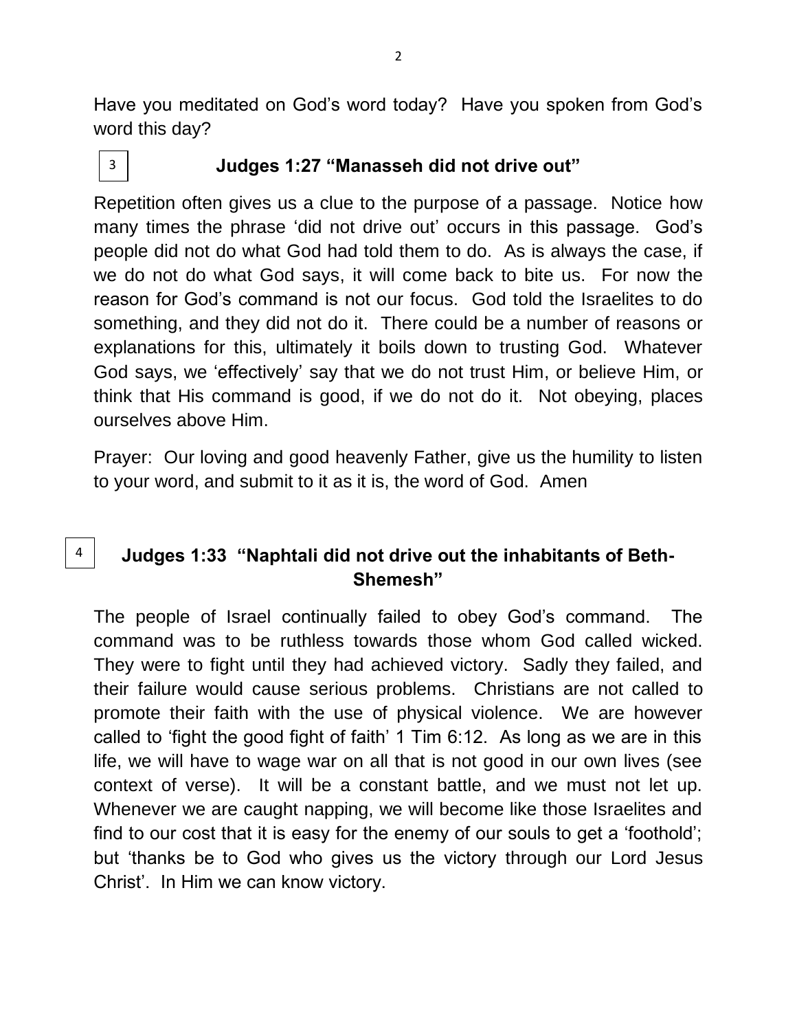Have you meditated on God's word today? Have you spoken from God's word this day?

3

## Judges 1:27 "Manasseh did not drive out"

Repetition often gives us a clue to the purpose of a passage. Notice how many times the phrase 'did not drive out' occurs in this passage. God's people did not do what God had told them to do. As is always the case, if we do not do what God says, it will come back to bite us. For now the reason for God's command is not our focus. God told the Israelites to do something, and they did not do it. There could be a number of reasons or explanations for this, ultimately it boils down to trusting God. Whatever God says, we 'effectively' say that we do not trust Him, or believe Him, or think that His command is good, if we do not do it. Not obeying, places ourselves above Him.

Prayer: Our loving and good heavenly Father, give us the humility to listen to your word, and submit to it as it is, the word of God. Amen

4

## Judges 1:33 "Naphtali did not drive out the inhabitants of Beth-Shemesh"

The people of Israel continually failed to obey God's command. The command was to be ruthless towards those whom God called wicked. They were to fight until they had achieved victory. Sadly they failed, and their failure would cause serious problems. Christians are not called to promote their faith with the use of physical violence. We are however called to 'fight the good fight of faith' 1 Tim 6:12. As long as we are in this life, we will have to wage war on all that is not good in our own lives (see context of verse). It will be a constant battle, and we must not let up. Whenever we are caught napping, we will become like those Israelites and find to our cost that it is easy for the enemy of our souls to get a 'foothold'; but 'thanks be to God who gives us the victory through our Lord Jesus Christ'. In Him we can know victory.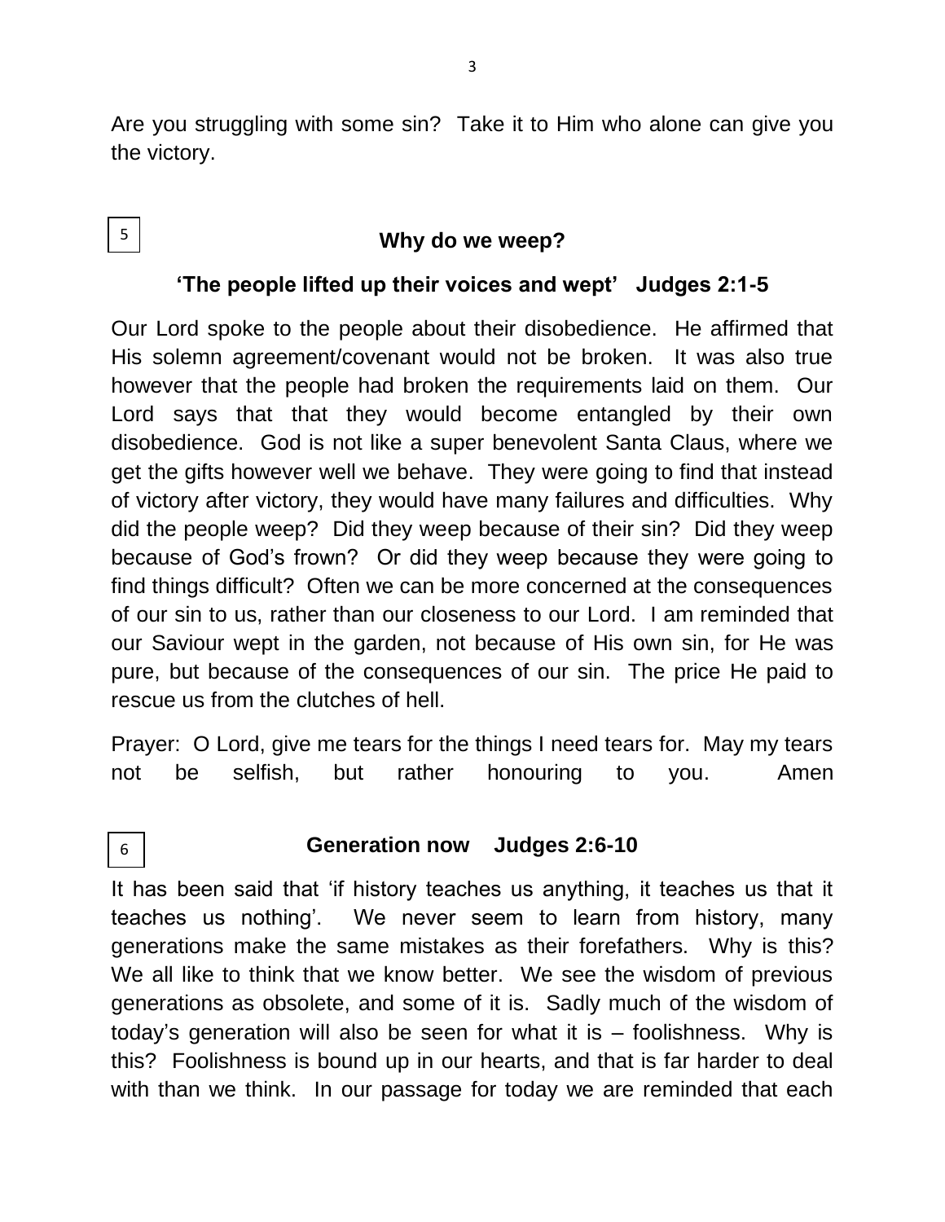Are you struggling with some sin? Take it to Him who alone can give you the victory.

5

## Why do we weep?

### 'The people lifted up their voices and wept' Judges 2:1-5

Our Lord spoke to the people about their disobedience. He affirmed that His solemn agreement/covenant would not be broken. It was also true however that the people had broken the requirements laid on them. Our Lord says that that they would become entangled by their own disobedience. God is not like a super benevolent Santa Claus, where we get the gifts however well we behave. They were going to find that instead of victory after victory, they would have many failures and difficulties. Why did the people weep? Did they weep because of their sin? Did they weep because of God's frown? Or did they weep because they were going to find things difficult? Often we can be more concerned at the consequences of our sin to us, rather than our closeness to our Lord. I am reminded that our Saviour wept in the garden, not because of His own sin, for He was pure, but because of the consequences of our sin. The price He paid to rescue us from the clutches of hell.

Prayer: O Lord, give me tears for the things I need tears for. May my tears not be selfish, but rather honouring to you. Amen

6

## Generation now Judges 2:6-10

It has been said that 'if history teaches us anything, it teaches us that it teaches us nothing'. We never seem to learn from history, many generations make the same mistakes as their forefathers. Why is this? We all like to think that we know better. We see the wisdom of previous generations as obsolete, and some of it is. Sadly much of the wisdom of today's generation will also be seen for what it is – foolishness. Why is this? Foolishness is bound up in our hearts, and that is far harder to deal with than we think. In our passage for today we are reminded that each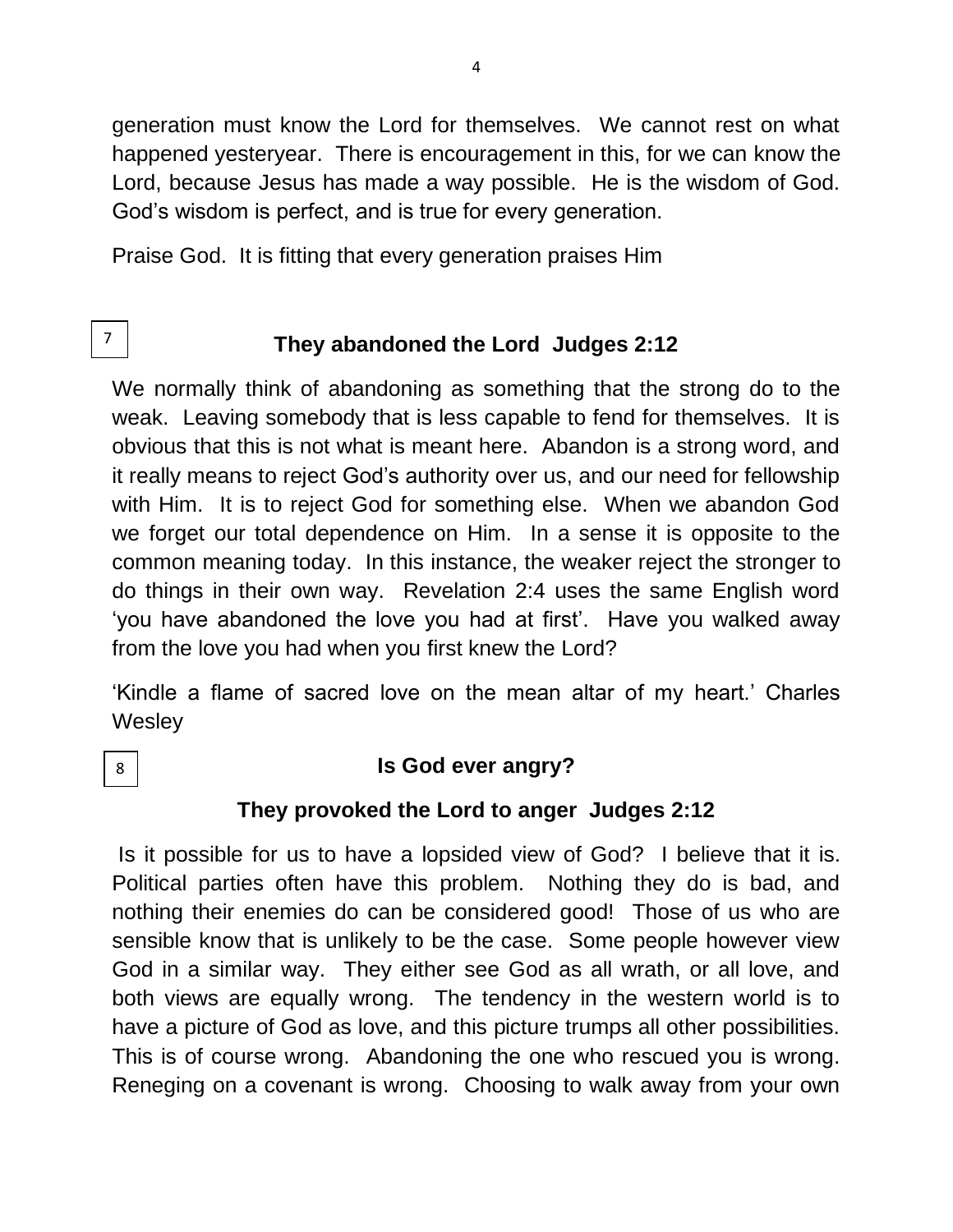generation must know the Lord for themselves. We cannot rest on what happened yesteryear. There is encouragement in this, for we can know the Lord, because Jesus has made a way possible. He is the wisdom of God. God's wisdom is perfect, and is true for every generation.

Praise God. It is fitting that every generation praises Him

7

### They abandoned the Lord Judges 2:12

We normally think of abandoning as something that the strong do to the weak. Leaving somebody that is less capable to fend for themselves. It is obvious that this is not what is meant here. Abandon is a strong word, and it really means to reject God's authority over us, and our need for fellowship with Him. It is to reject God for something else. When we abandon God we forget our total dependence on Him. In a sense it is opposite to the common meaning today. In this instance, the weaker reject the stronger to do things in their own way. Revelation 2:4 uses the same English word 'you have abandoned the love you had at first'. Have you walked away from the love you had when you first knew the Lord?

'Kindle a flame of sacred love on the mean altar of my heart.' Charles Wesley

8

### Is God ever angry?

### They provoked the Lord to anger Judges 2:12

Is it possible for us to have a lopsided view of God? I believe that it is. Political parties often have this problem. Nothing they do is bad, and nothing their enemies do can be considered good! Those of us who are sensible know that is unlikely to be the case. Some people however view God in a similar way. They either see God as all wrath, or all love, and both views are equally wrong. The tendency in the western world is to have a picture of God as love, and this picture trumps all other possibilities. This is of course wrong. Abandoning the one who rescued you is wrong. Reneging on a covenant is wrong. Choosing to walk away from your own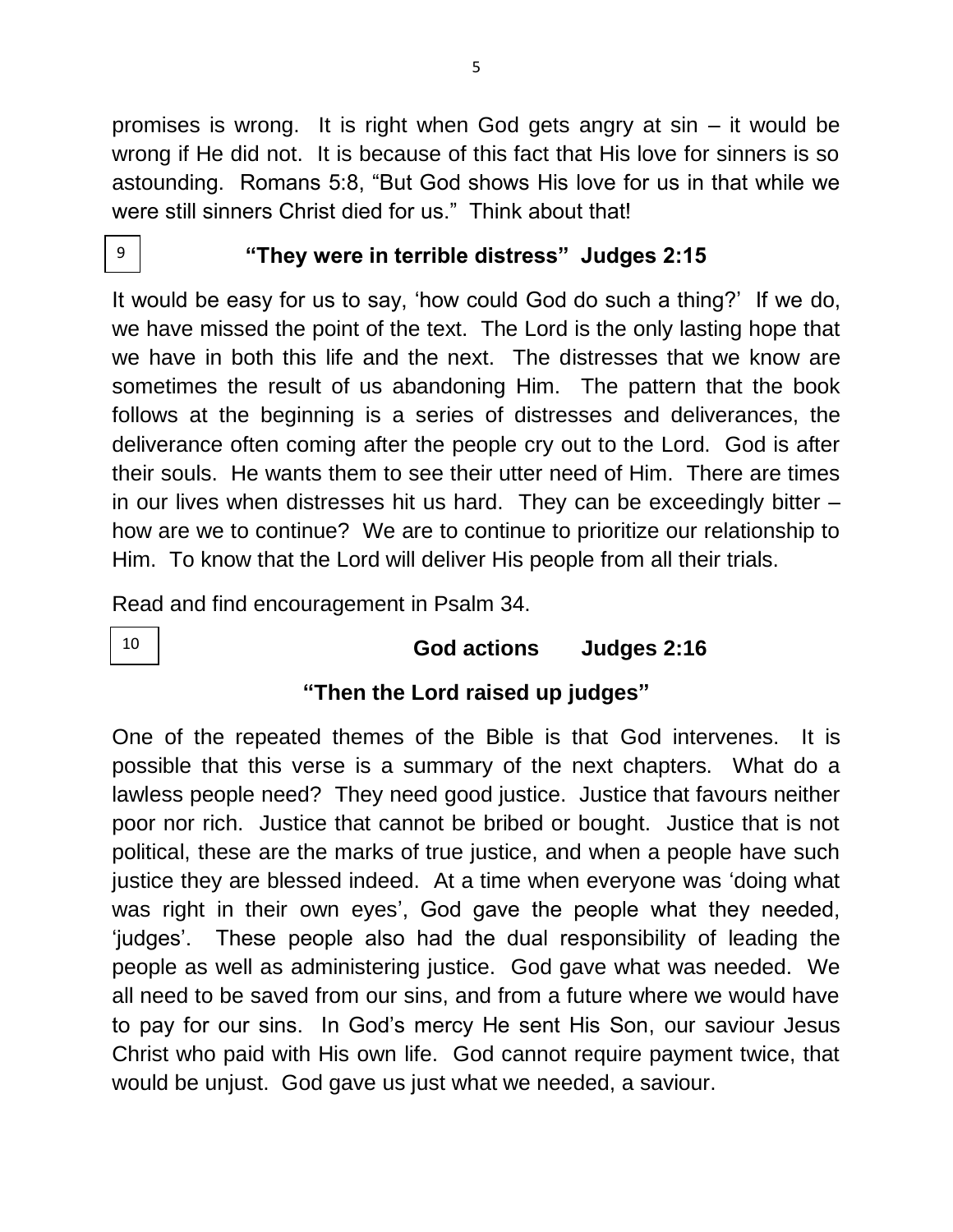promises is wrong. It is right when God gets angry at sin – it would be wrong if He did not. It is because of this fact that His love for sinners is so astounding. Romans 5:8, "But God shows His love for us in that while we were still sinners Christ died for us." Think about that!

9

## "They were in terrible distress" Judges 2:15

It would be easy for us to say, 'how could God do such a thing?' If we do, we have missed the point of the text. The Lord is the only lasting hope that we have in both this life and the next. The distresses that we know are sometimes the result of us abandoning Him. The pattern that the book follows at the beginning is a series of distresses and deliverances, the deliverance often coming after the people cry out to the Lord. God is after their souls. He wants them to see their utter need of Him. There are times in our lives when distresses hit us hard. They can be exceedingly bitter – how are we to continue? We are to continue to prioritize our relationship to Him. To know that the Lord will deliver His people from all their trials.

Read and find encouragement in Psalm 34.

10

## God actions Judges 2:16

## "Then the Lord raised up judges"

One of the repeated themes of the Bible is that God intervenes. It is possible that this verse is a summary of the next chapters. What do a lawless people need? They need good justice. Justice that favours neither poor nor rich. Justice that cannot be bribed or bought. Justice that is not political, these are the marks of true justice, and when a people have such justice they are blessed indeed. At a time when everyone was 'doing what was right in their own eyes', God gave the people what they needed, 'judges'. These people also had the dual responsibility of leading the people as well as administering justice. God gave what was needed. We all need to be saved from our sins, and from a future where we would have to pay for our sins. In God's mercy He sent His Son, our saviour Jesus Christ who paid with His own life. God cannot require payment twice, that would be unjust. God gave us just what we needed, a saviour.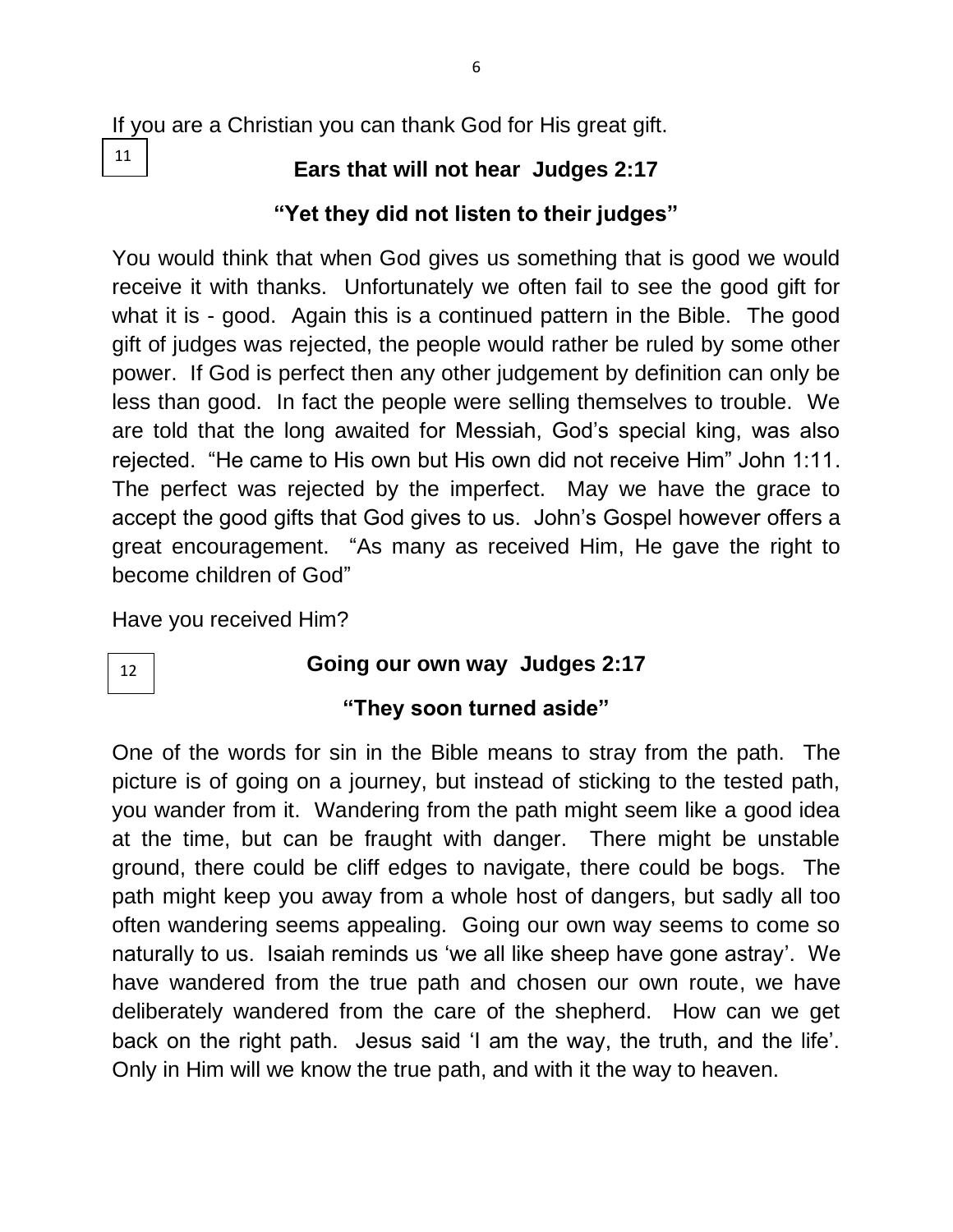If you are a Christian you can thank God for His great gift.

11

## Ears that will not hear Judges 2:17

### "Yet they did not listen to their judges"

You would think that when God gives us something that is good we would receive it with thanks. Unfortunately we often fail to see the good gift for what it is - good. Again this is a continued pattern in the Bible. The good gift of judges was rejected, the people would rather be ruled by some other power. If God is perfect then any other judgement by definition can only be less than good. In fact the people were selling themselves to trouble. We are told that the long awaited for Messiah, God's special king, was also rejected. "He came to His own but His own did not receive Him" John 1:11. The perfect was rejected by the imperfect. May we have the grace to accept the good gifts that God gives to us. John's Gospel however offers a great encouragement. "As many as received Him, He gave the right to become children of God"

Have you received Him?

12

## Going our own way Judges 2:17

### "They soon turned aside"

One of the words for sin in the Bible means to stray from the path. The picture is of going on a journey, but instead of sticking to the tested path, you wander from it. Wandering from the path might seem like a good idea at the time, but can be fraught with danger. There might be unstable ground, there could be cliff edges to navigate, there could be bogs. The path might keep you away from a whole host of dangers, but sadly all too often wandering seems appealing. Going our own way seems to come so naturally to us. Isaiah reminds us 'we all like sheep have gone astray'. We have wandered from the true path and chosen our own route, we have deliberately wandered from the care of the shepherd. How can we get back on the right path. Jesus said 'I am the way, the truth, and the life'. Only in Him will we know the true path, and with it the way to heaven.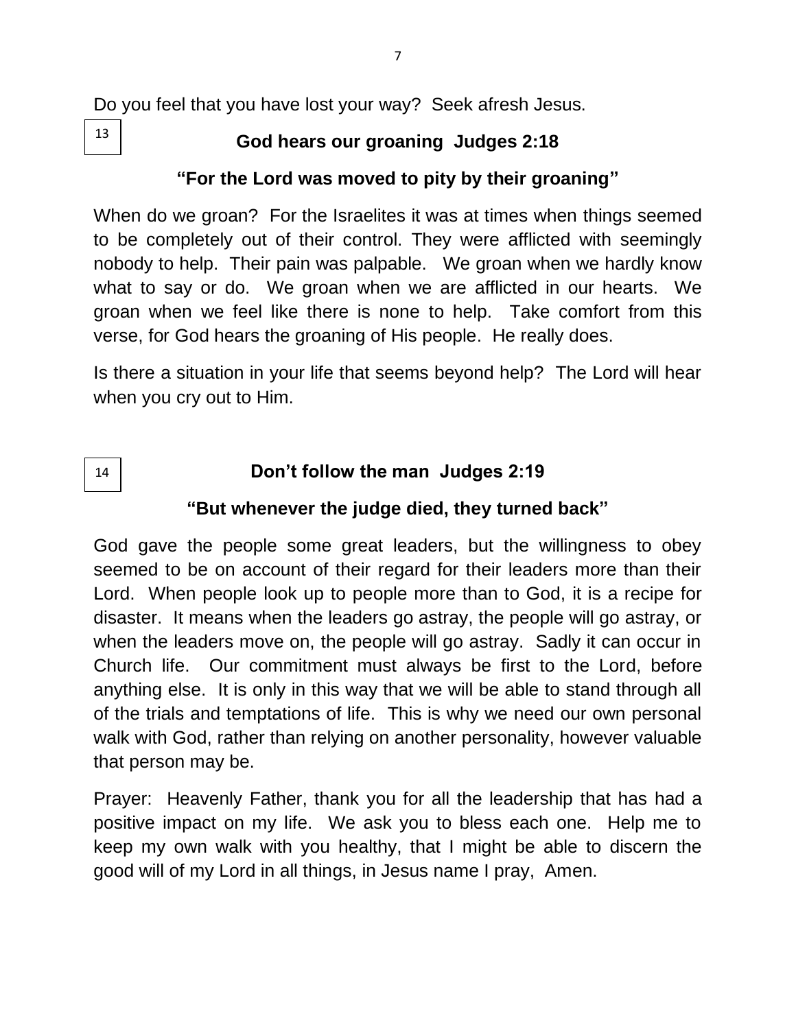Do you feel that you have lost your way? Seek afresh Jesus.

13

## God hears our groaning Judges 2:18

### "For the Lord was moved to pity by their groaning"

When do we groan? For the Israelites it was at times when things seemed to be completely out of their control. They were afflicted with seemingly nobody to help. Their pain was palpable. We groan when we hardly know what to say or do. We groan when we are afflicted in our hearts. We groan when we feel like there is none to help. Take comfort from this verse, for God hears the groaning of His people. He really does.

Is there a situation in your life that seems beyond help? The Lord will hear when you cry out to Him.

14

## Don't follow the man Judges 2:19

### "But whenever the judge died, they turned back"

God gave the people some great leaders, but the willingness to obey seemed to be on account of their regard for their leaders more than their Lord. When people look up to people more than to God, it is a recipe for disaster. It means when the leaders go astray, the people will go astray, or when the leaders move on, the people will go astray. Sadly it can occur in Church life. Our commitment must always be first to the Lord, before anything else. It is only in this way that we will be able to stand through all of the trials and temptations of life. This is why we need our own personal walk with God, rather than relying on another personality, however valuable that person may be.

Prayer: Heavenly Father, thank you for all the leadership that has had a positive impact on my life. We ask you to bless each one. Help me to keep my own walk with you healthy, that I might be able to discern the good will of my Lord in all things, in Jesus name I pray, Amen.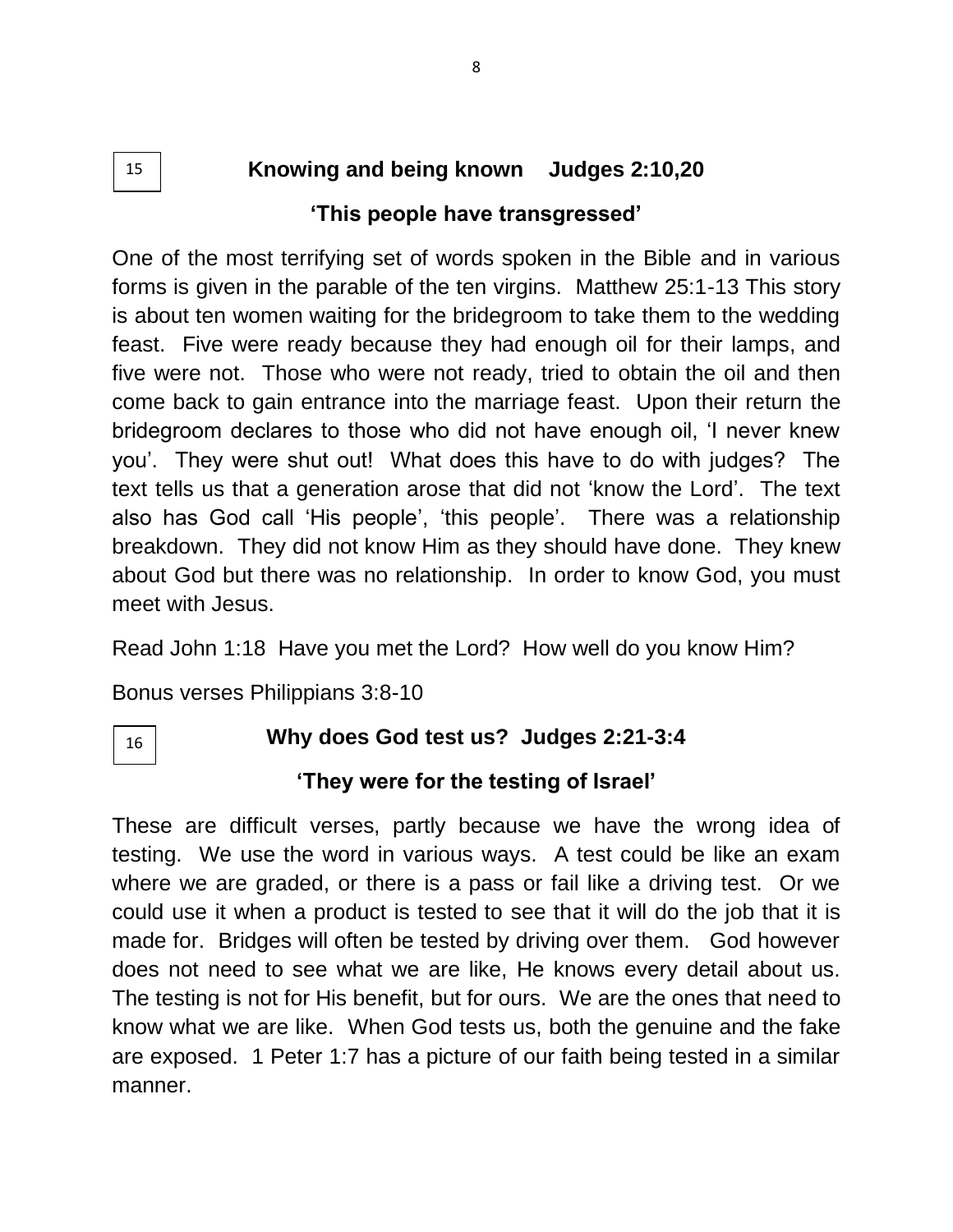15

## Knowing and being known    Judges 2:10,20

### 'This people have transgressed'

One of the most terrifying set of words spoken in the Bible and in various forms is given in the parable of the ten virgins. Matthew 25:1-13 This story is about ten women waiting for the bridegroom to take them to the wedding feast. Five were ready because they had enough oil for their lamps, and five were not. Those who were not ready, tried to obtain the oil and then come back to gain entrance into the marriage feast. Upon their return the bridegroom declares to those who did not have enough oil, 'I never knew you'. They were shut out! What does this have to do with judges? The text tells us that a generation arose that did not 'know the Lord'. The text also has God call 'His people', 'this people'. There was a relationship breakdown. They did not know Him as they should have done. They knew about God but there was no relationship. In order to know God, you must meet with Jesus.

Read John 1:18 Have you met the Lord? How well do you know Him?

Bonus verses Philippians 3:8-10

16

## Why does God test us? Judges 2:21-3:4

### 'They were for the testing of Israel'

These are difficult verses, partly because we have the wrong idea of testing. We use the word in various ways. A test could be like an exam where we are graded, or there is a pass or fail like a driving test. Or we could use it when a product is tested to see that it will do the job that it is made for. Bridges will often be tested by driving over them. God however does not need to see what we are like, He knows every detail about us. The testing is not for His benefit, but for ours. We are the ones that need to know what we are like. When God tests us, both the genuine and the fake are exposed. 1 Peter 1:7 has a picture of our faith being tested in a similar manner.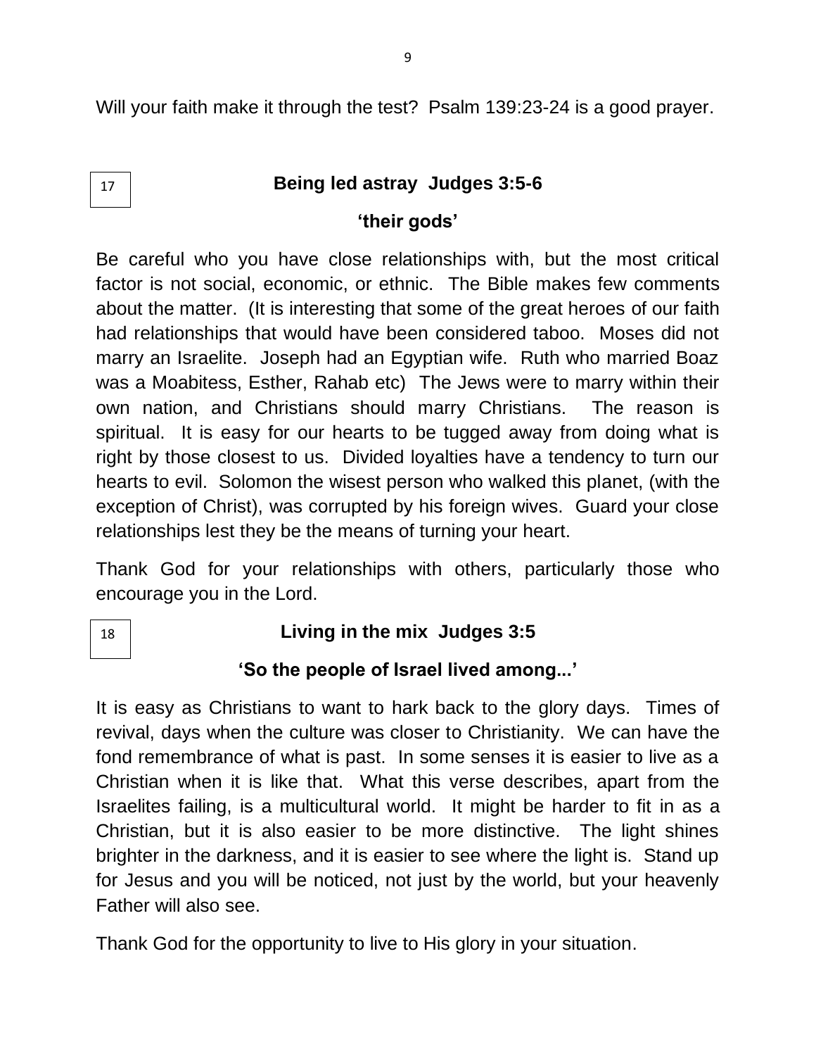Will your faith make it through the test? Psalm 139:23-24 is a good prayer.

17

## Being led astray Judges 3:5-6

### ‘their gods’

Be careful who you have close relationships with, but the most critical factor is not social, economic, or ethnic. The Bible makes few comments about the matter. (It is interesting that some of the great heroes of our faith had relationships that would have been considered taboo. Moses did not marry an Israelite. Joseph had an Egyptian wife. Ruth who married Boaz was a Moabitess, Esther, Rahab etc) The Jews were to marry within their own nation, and Christians should marry Christians. The reason is spiritual. It is easy for our hearts to be tugged away from doing what is right by those closest to us. Divided loyalties have a tendency to turn our hearts to evil. Solomon the wisest person who walked this planet, (with the exception of Christ), was corrupted by his foreign wives. Guard your close relationships lest they be the means of turning your heart.

Thank God for your relationships with others, particularly those who encourage you in the Lord.

18

## Living in the mix Judges 3:5

### ‘So the people of Israel lived among...’

It is easy as Christians to want to hark back to the glory days. Times of revival, days when the culture was closer to Christianity. We can have the fond remembrance of what is past. In some senses it is easier to live as a Christian when it is like that. What this verse describes, apart from the Israelites failing, is a multicultural world. It might be harder to fit in as a Christian, but it is also easier to be more distinctive. The light shines brighter in the darkness, and it is easier to see where the light is. Stand up for Jesus and you will be noticed, not just by the world, but your heavenly Father will also see.

Thank God for the opportunity to live to His glory in your situation.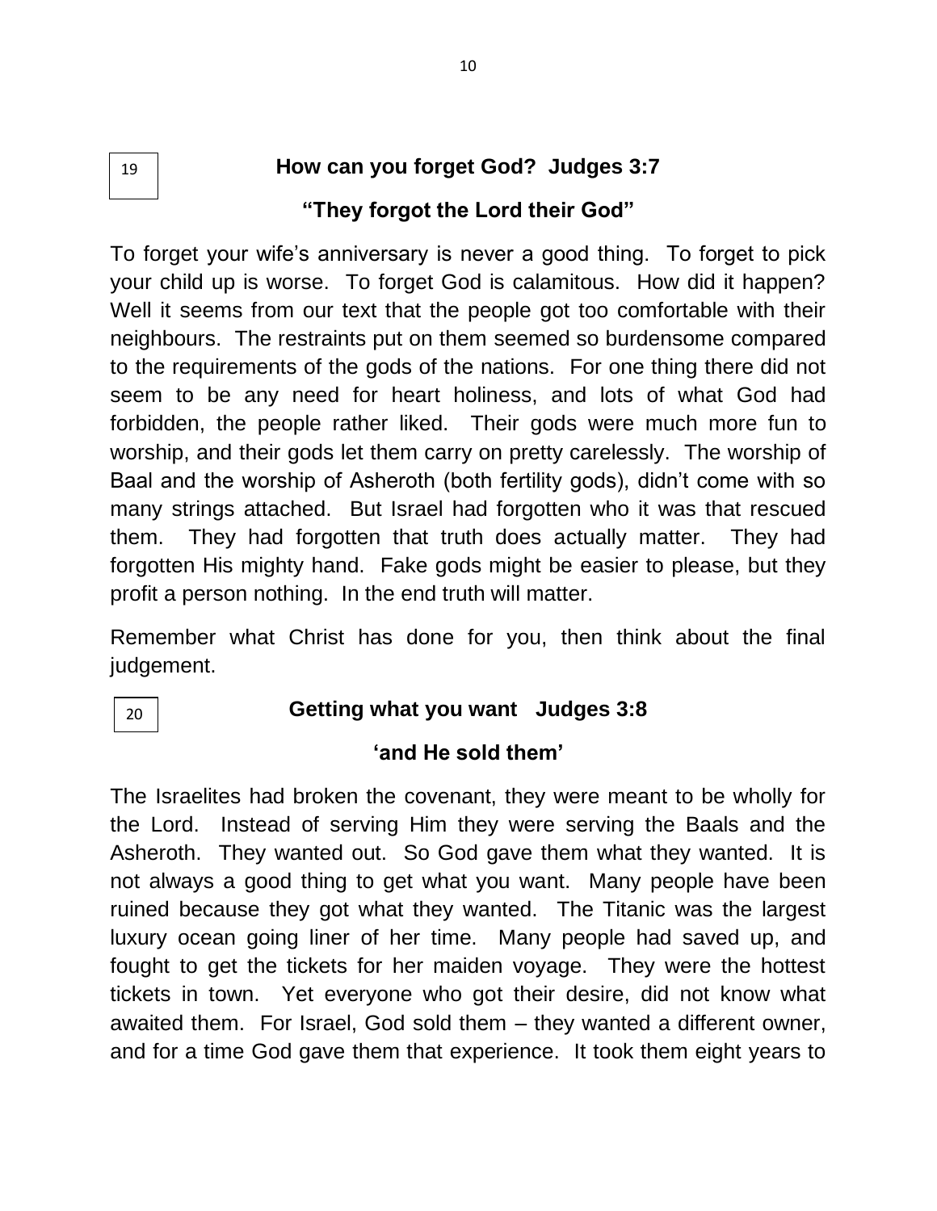19

## How can you forget God? Judges 3:7

### "They forgot the Lord their God"

To forget your wife's anniversary is never a good thing. To forget to pick your child up is worse. To forget God is calamitous. How did it happen? Well it seems from our text that the people got too comfortable with their neighbours. The restraints put on them seemed so burdensome compared to the requirements of the gods of the nations. For one thing there did not seem to be any need for heart holiness, and lots of what God had forbidden, the people rather liked. Their gods were much more fun to worship, and their gods let them carry on pretty carelessly. The worship of Baal and the worship of Asheroth (both fertility gods), didn't come with so many strings attached. But Israel had forgotten who it was that rescued them. They had forgotten that truth does actually matter. They had forgotten His mighty hand. Fake gods might be easier to please, but they profit a person nothing. In the end truth will matter.

Remember what Christ has done for you, then think about the final judgement.

20

## Getting what you want Judges 3:8

### 'and He sold them'

The Israelites had broken the covenant, they were meant to be wholly for the Lord. Instead of serving Him they were serving the Baals and the Asheroth. They wanted out. So God gave them what they wanted. It is not always a good thing to get what you want. Many people have been ruined because they got what they wanted. The Titanic was the largest luxury ocean going liner of her time. Many people had saved up, and fought to get the tickets for her maiden voyage. They were the hottest tickets in town. Yet everyone who got their desire, did not know what awaited them. For Israel, God sold them – they wanted a different owner, and for a time God gave them that experience. It took them eight years to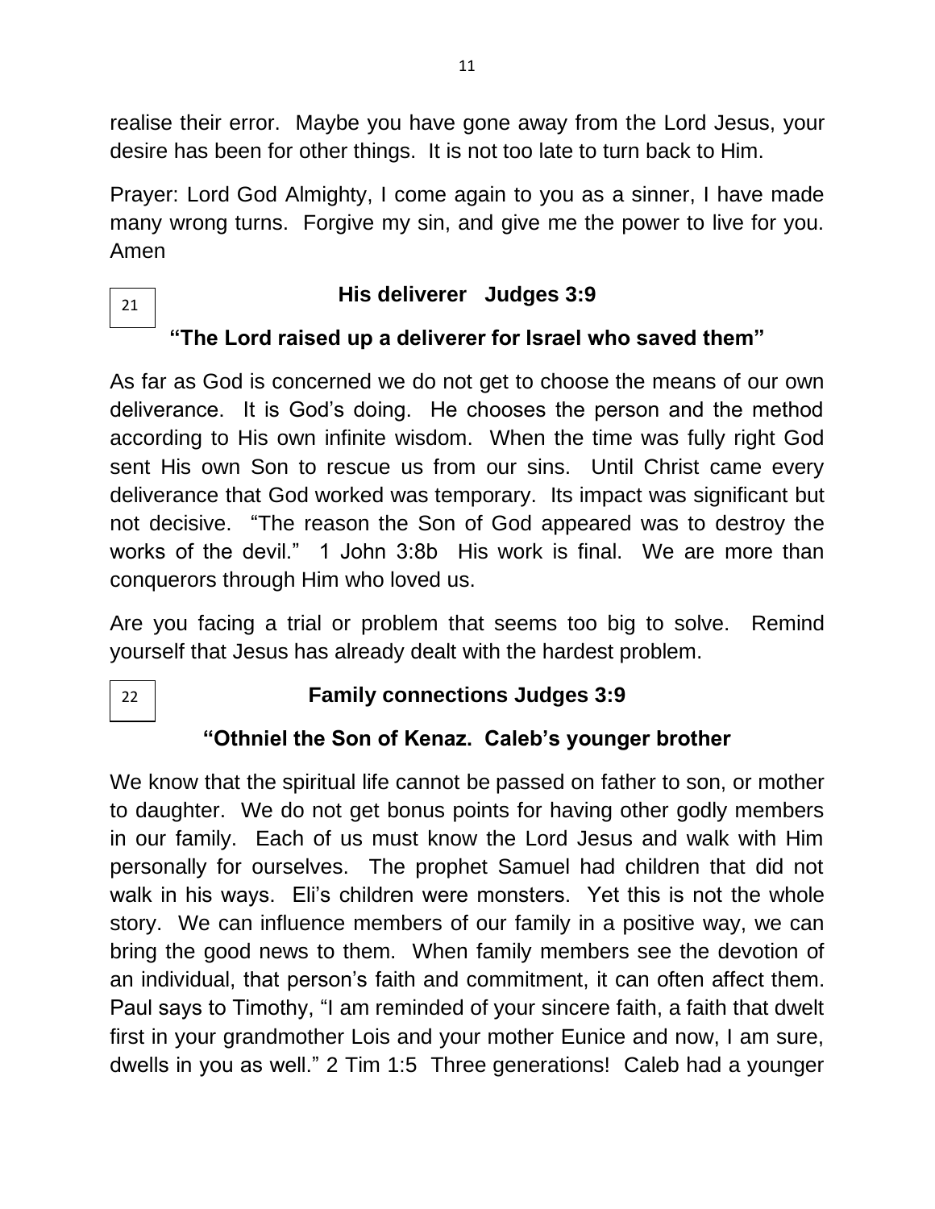realise their error. Maybe you have gone away from the Lord Jesus, your desire has been for other things. It is not too late to turn back to Him.

Prayer: Lord God Almighty, I come again to you as a sinner, I have made many wrong turns. Forgive my sin, and give me the power to live for you. Amen

21

### His deliverer Judges 3:9

**"The Lord raised up a deliverer for Israel who saved them"**

As far as God is concerned we do not get to choose the means of our own deliverance. It is God's doing. He chooses the person and the method according to His own infinite wisdom. When the time was fully right God sent His own Son to rescue us from our sins. Until Christ came every deliverance that God worked was temporary. Its impact was significant but not decisive. "The reason the Son of God appeared was to destroy the works of the devil." 1 John 3:8b His work is final. We are more than conquerors through Him who loved us.

Are you facing a trial or problem that seems too big to solve. Remind yourself that Jesus has already dealt with the hardest problem.

22

### Family connections Judges 3:9

**"Othniel the Son of Kenaz. Caleb's younger brother**

We know that the spiritual life cannot be passed on father to son, or mother to daughter. We do not get bonus points for having other godly members in our family. Each of us must know the Lord Jesus and walk with Him personally for ourselves. The prophet Samuel had children that did not walk in his ways. Eli's children were monsters. Yet this is not the whole story. We can influence members of our family in a positive way, we can bring the good news to them. When family members see the devotion of an individual, that person's faith and commitment, it can often affect them. Paul says to Timothy, "I am reminded of your sincere faith, a faith that dwelt first in your grandmother Lois and your mother Eunice and now, I am sure, dwells in you as well." 2 Tim 1:5 Three generations! Caleb had a younger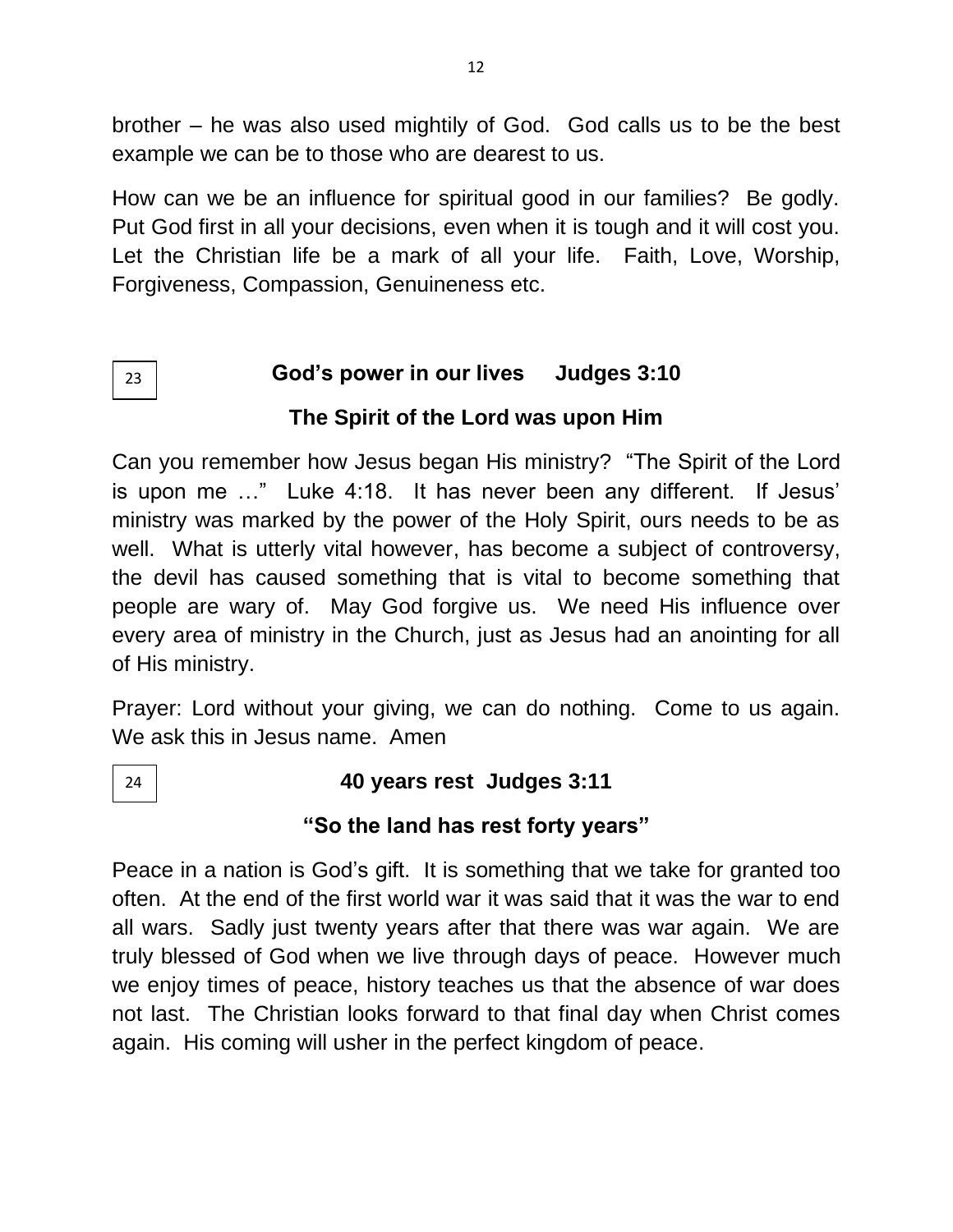brother – he was also used mightily of God. God calls us to be the best example we can be to those who are dearest to us.

How can we be an influence for spiritual good in our families? Be godly. Put God first in all your decisions, even when it is tough and it will cost you. Let the Christian life be a mark of all your life. Faith, Love, Worship, Forgiveness, Compassion, Genuineness etc.

23

**God's power in our lives Judges 3:10**

**The Spirit of the Lord was upon Him**

Can you remember how Jesus began His ministry? "The Spirit of the Lord is upon me …" Luke 4:18. It has never been any different. If Jesus' ministry was marked by the power of the Holy Spirit, ours needs to be as well. What is utterly vital however, has become a subject of controversy, the devil has caused something that is vital to become something that people are wary of. May God forgive us. We need His influence over every area of ministry in the Church, just as Jesus had an anointing for all of His ministry.

Prayer: Lord without your giving, we can do nothing. Come to us again. We ask this in Jesus name. Amen

24

**40 years rest Judges 3:11**

**"So the land has rest forty years"**

Peace in a nation is God's gift. It is something that we take for granted too often. At the end of the first world war it was said that it was the war to end all wars. Sadly just twenty years after that there was war again. We are truly blessed of God when we live through days of peace. However much we enjoy times of peace, history teaches us that the absence of war does not last. The Christian looks forward to that final day when Christ comes again. His coming will usher in the perfect kingdom of peace.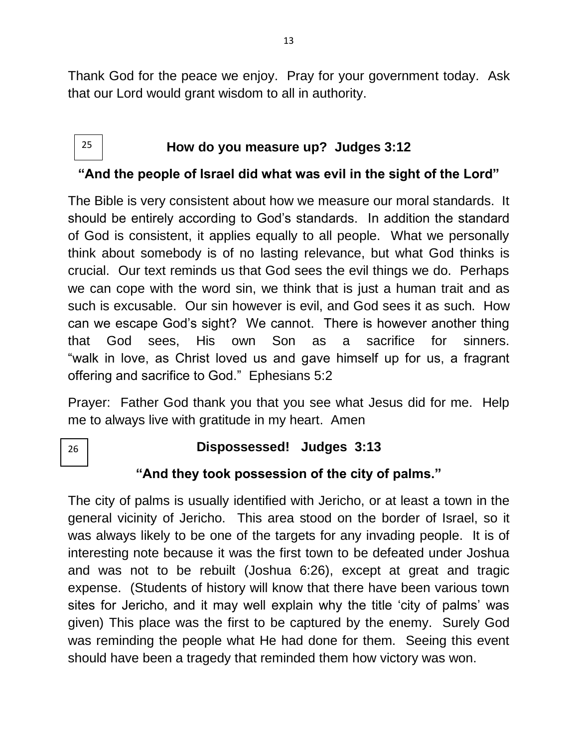Thank God for the peace we enjoy. Pray for your government today. Ask that our Lord would grant wisdom to all in authority.

25

## How do you measure up? Judges 3:12

**"And the people of Israel did what was evil in the sight of the Lord"**

The Bible is very consistent about how we measure our moral standards. It should be entirely according to God's standards. In addition the standard of God is consistent, it applies equally to all people. What we personally think about somebody is of no lasting relevance, but what God thinks is crucial. Our text reminds us that God sees the evil things we do. Perhaps we can cope with the word sin, we think that is just a human trait and as such is excusable. Our sin however is evil, and God sees it as such. How can we escape God's sight? We cannot. There is however another thing that God sees, His own Son as a sacrifice for sinners. "walk in love, as Christ loved us and gave himself up for us, a fragrant offering and sacrifice to God." Ephesians 5:2

Prayer: Father God thank you that you see what Jesus did for me. Help me to always live with gratitude in my heart. Amen

26

## Dispossessed! Judges 3:13

**"And they took possession of the city of palms."**

The city of palms is usually identified with Jericho, or at least a town in the general vicinity of Jericho. This area stood on the border of Israel, so it was always likely to be one of the targets for any invading people. It is of interesting note because it was the first town to be defeated under Joshua and was not to be rebuilt (Joshua 6:26), except at great and tragic expense. (Students of history will know that there have been various town sites for Jericho, and it may well explain why the title 'city of palms' was given) This place was the first to be captured by the enemy. Surely God was reminding the people what He had done for them. Seeing this event should have been a tragedy that reminded them how victory was won.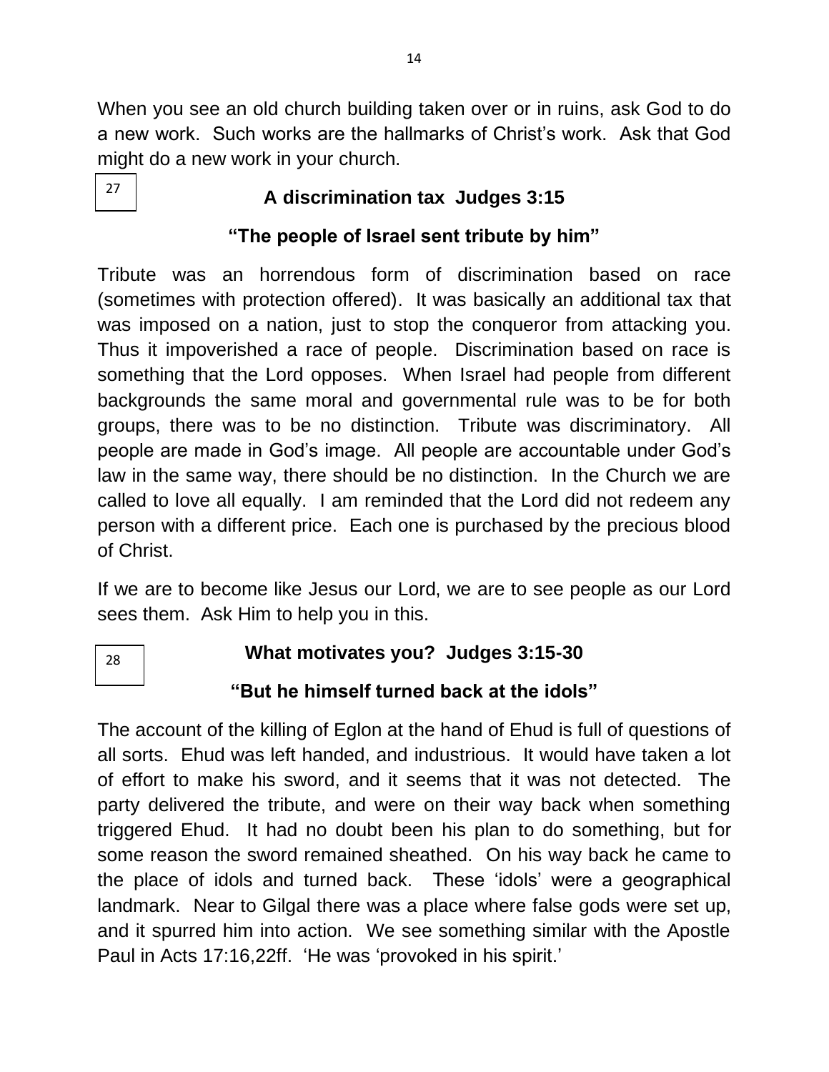When you see an old church building taken over or in ruins, ask God to do a new work. Such works are the hallmarks of Christ's work. Ask that God might do a new work in your church.

27

## A discrimination tax  Judges 3:15

### "The people of Israel sent tribute by him"

Tribute was an horrendous form of discrimination based on race (sometimes with protection offered). It was basically an additional tax that was imposed on a nation, just to stop the conqueror from attacking you. Thus it impoverished a race of people. Discrimination based on race is something that the Lord opposes. When Israel had people from different backgrounds the same moral and governmental rule was to be for both groups, there was to be no distinction. Tribute was discriminatory. All people are made in God's image. All people are accountable under God's law in the same way, there should be no distinction. In the Church we are called to love all equally. I am reminded that the Lord did not redeem any person with a different price. Each one is purchased by the precious blood of Christ.

If we are to become like Jesus our Lord, we are to see people as our Lord sees them. Ask Him to help you in this.

28

## What motivates you?  Judges 3:15-30

### "But he himself turned back at the idols"

The account of the killing of Eglon at the hand of Ehud is full of questions of all sorts. Ehud was left handed, and industrious. It would have taken a lot of effort to make his sword, and it seems that it was not detected. The party delivered the tribute, and were on their way back when something triggered Ehud. It had no doubt been his plan to do something, but for some reason the sword remained sheathed. On his way back he came to the place of idols and turned back. These 'idols' were a geographical landmark. Near to Gilgal there was a place where false gods were set up, and it spurred him into action. We see something similar with the Apostle Paul in Acts 17:16,22ff. 'He was 'provoked in his spirit.'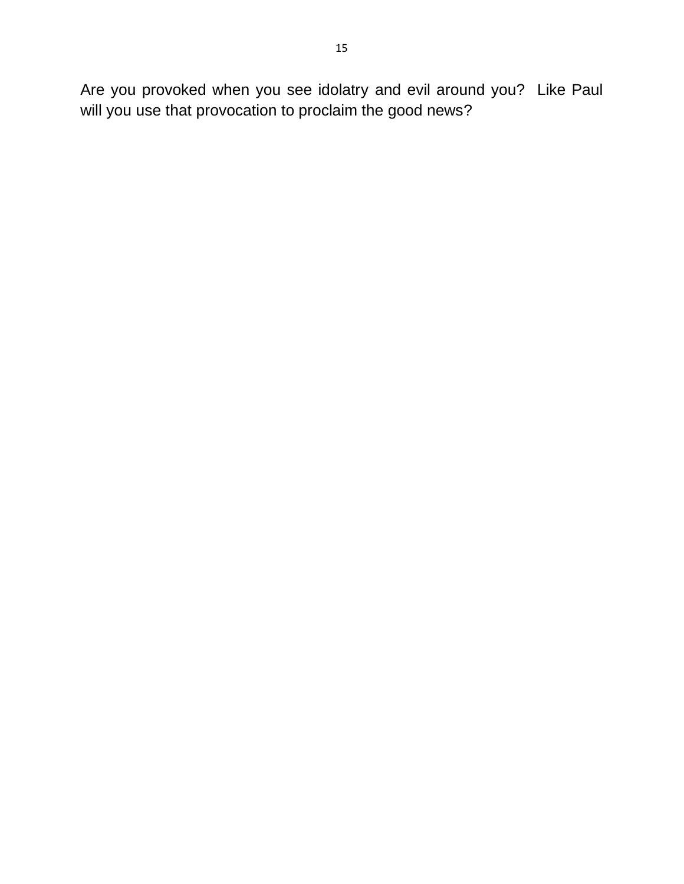Are you provoked when you see idolatry and evil around you? Like Paul will you use that provocation to proclaim the good news?